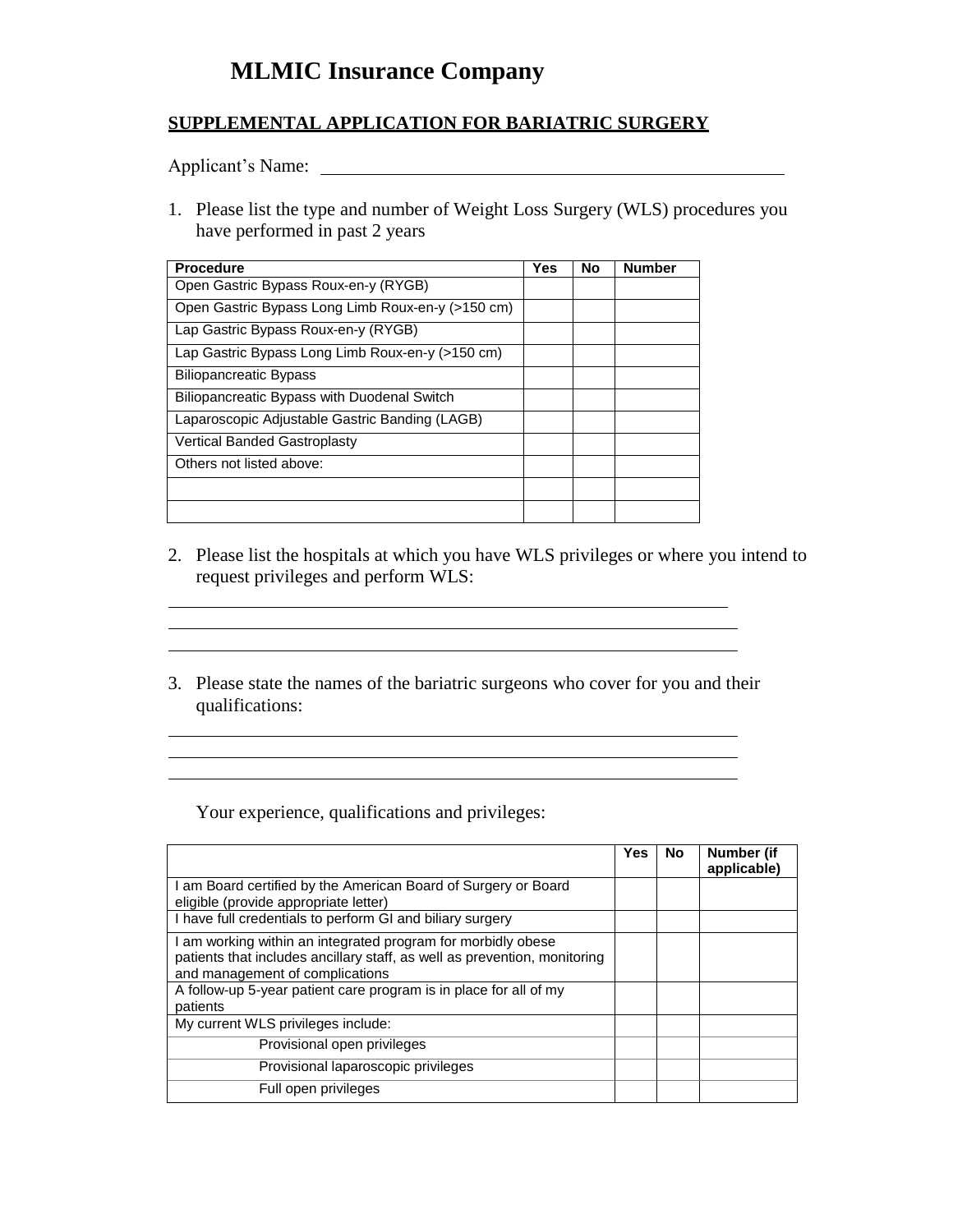# MLMIC Insurance Company

## SUPPLEMENTAL APPLICATION FOR BARIATRIC SURGERY

Applicant's Name: ____________________________________________

1. Please list the type and number of Weight Loss Surgery (WLS) procedures you have performed in past 2 years

| Procedure | Yes | No | Number |
|---|---|---|---|
| Open Gastric Bypass Roux-en-y (RYGB) | | | |
| Open Gastric Bypass Long Limb Roux-en-y (>150 cm) | | | |
| Lap Gastric Bypass Roux-en-y (RYGB) | | | |
| Lap Gastric Bypass Long Limb Roux-en-y (>150 cm) | | | |
| Biliopancreatic Bypass | | | |
| Biliopancreatic Bypass with Duodenal Switch | | | |
| Laparoscopic Adjustable Gastric Banding (LAGB) | | | |
| Vertical Banded Gastroplasty | | | |
| Others not listed above: | | | |
| | | | |
| | | | |

2. Please list the hospitals at which you have WLS privileges or where you intend to request privileges and perform WLS:

____________________________________________

____________________________________________

____________________________________________

3. Please state the names of the bariatric surgeons who cover for you and their qualifications:

____________________________________________

____________________________________________

____________________________________________

Your experience, qualifications and privileges:

| | Yes | No | Number (if applicable) |
|---|---|---|---|
| I am Board certified by the American Board of Surgery or Board eligible (provide appropriate letter) | | | |
| I have full credentials to perform GI and biliary surgery | | | |
| I am working within an integrated program for morbidly obese patients that includes ancillary staff, as well as prevention, monitoring and management of complications | | | |
| A follow-up 5-year patient care program is in place for all of my patients | | | |
| My current WLS privileges include: | | | |
| Provisional open privileges | | | |
| Provisional laparoscopic privileges | | | |
| Full open privileges | | | |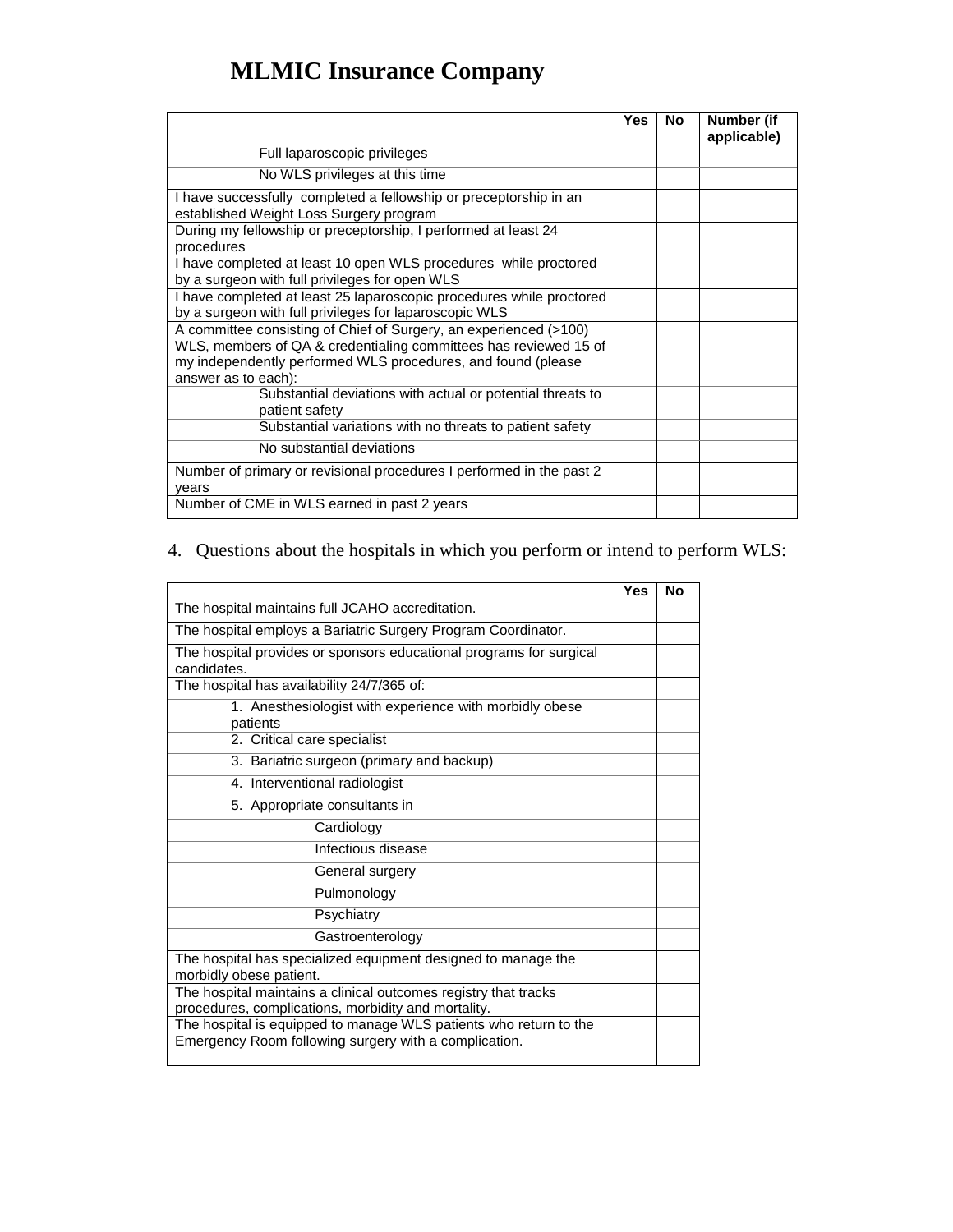# MLMIC Insurance Company

| | Yes | No | Number (if applicable) |
|---|---|---|---|
| Full laparoscopic privileges | | | |
| No WLS privileges at this time | | | |
| I have successfully completed a fellowship or preceptorship in an established Weight Loss Surgery program | | | |
| During my fellowship or preceptorship, I performed at least 24 procedures | | | |
| I have completed at least 10 open WLS procedures while proctored by a surgeon with full privileges for open WLS | | | |
| I have completed at least 25 laparoscopic procedures while proctored by a surgeon with full privileges for laparoscopic WLS | | | |
| A committee consisting of Chief of Surgery, an experienced (>100) WLS, members of QA & credentialing committees has reviewed 15 of my independently performed WLS procedures, and found (please answer as to each): | | | |
| Substantial deviations with actual or potential threats to patient safety | | | |
| Substantial variations with no threats to patient safety | | | |
| No substantial deviations | | | |
| Number of primary or revisional procedures I performed in the past 2 years | | | |
| Number of CME in WLS earned in past 2 years | | | |

4. Questions about the hospitals in which you perform or intend to perform WLS:

| | Yes | No |
|---|---|---|
| The hospital maintains full JCAHO accreditation. | | |
| The hospital employs a Bariatric Surgery Program Coordinator. | | |
| The hospital provides or sponsors educational programs for surgical candidates. | | |
| The hospital has availability 24/7/365 of: | | |
| 1. Anesthesiologist with experience with morbidly obese patients | | |
| 2. Critical care specialist | | |
| 3. Bariatric surgeon (primary and backup) | | |
| 4. Interventional radiologist | | |
| 5. Appropriate consultants in | | |
| Cardiology | | |
| Infectious disease | | |
| General surgery | | |
| Pulmonology | | |
| Psychiatry | | |
| Gastroenterology | | |
| The hospital has specialized equipment designed to manage the morbidly obese patient. | | |
| The hospital maintains a clinical outcomes registry that tracks procedures, complications, morbidity and mortality. | | |
| The hospital is equipped to manage WLS patients who return to the Emergency Room following surgery with a complication. | | |